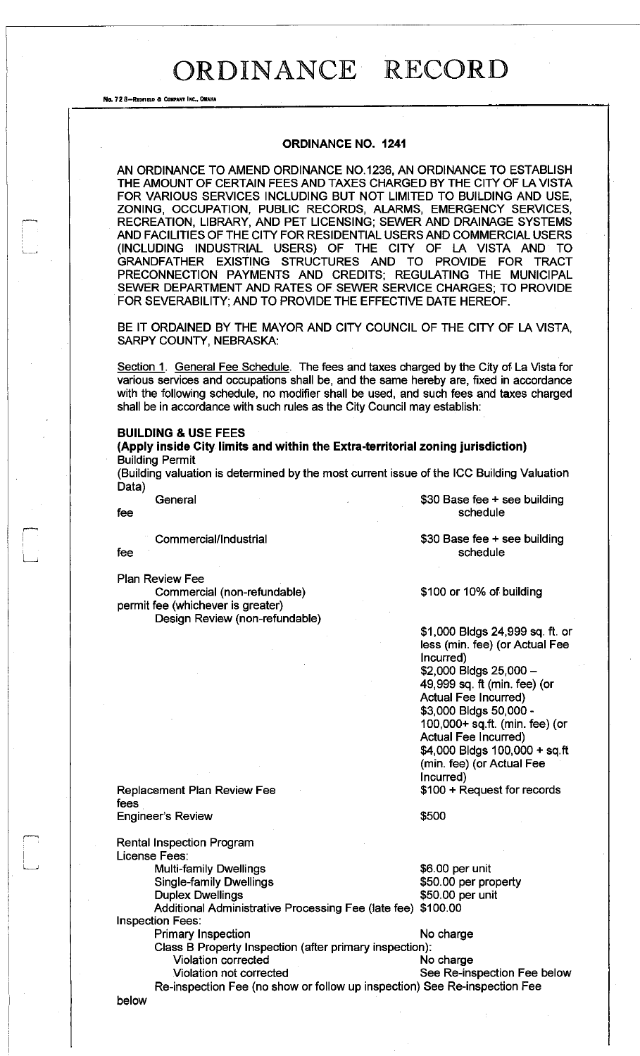# ORDINANCE RECORD

No. 72 8—REDFIELD & COMPANY INC., OMAHA

## ORDINANCE NO. 1241

AN ORDINANCE TO AMEND ORDINANCE NO.1236, AN ORDINANCE TO ESTABLISH THE AMOUNT OF CERTAIN FEES AND TAXES CHARGED BY THE CITY OF LA VISTA FOR VARIOUS SERVICES INCLUDING BUT NOT LIMITED TO BUILDING AND USE, ZONING, OCCUPATION, PUBLIC RECORDS, ALARMS, EMERGENCY SERVICES, RECREATION, LIBRARY, AND PET LICENSING; SEWER AND DRAINAGE SYSTEMS AND FACILITIES OF THE CITY FOR RESIDENTIAL USERS AND COMMERCIAL USERS (INCLUDING INDUSTRIAL USERS) OF THE CITY OF LA VISTA AND TO GRANDFATHER EXISTING STRUCTURES AND TO PROVIDE FOR TRACT PRECONNECTION PAYMENTS AND CREDITS; REGULATING THE MUNICIPAL SEWER DEPARTMENT AND RATES OF SEWER SERVICE CHARGES; TO PROVIDE FOR SEVERABILITY; AND TO PROVIDE THE EFFECTIVE DATE HEREOF.

BE IT ORDAINED BY THE MAYOR AND CITY COUNCIL OF THE CITY OF LA VISTA, SARPY COUNTY, NEBRASKA:

Section 1. General Fee Schedule. The fees and taxes charged by the City of La Vista for various services and occupations shall be, and the same hereby are, fixed in accordance with the following schedule, no modifier shall be used, and such fees and taxes charged shall be in accordance with such rules as the City Council may establish:

**BUILDING & USE FEES**

**(Apply inside City limits and within the Extra-territorial zoning jurisdiction)**

Building Permit

(Building valuation is determined by the most current issue of the ICC Building Valuation Data)

| | |
|---|---|
| General fee | $30 Base fee + see building schedule |
| Commercial/Industrial fee | $30 Base fee + see building schedule |
| Plan Review Fee | |
| Commercial (non-refundable) | $100 or 10% of building permit fee (whichever is greater) |
| Design Review (non-refundable) | $1,000 Bldgs 24,999 sq. ft. or less (min. fee) (or Actual Fee Incurred)<br>$2,000 Bldgs 25,000 – 49,999 sq. ft (min. fee) (or Actual Fee Incurred)<br>$3,000 Bldgs 50,000 - 100,000+ sq.ft. (min. fee) (or Actual Fee Incurred)<br>$4,000 Bldgs 100,000 + sq.ft (min. fee) (or Actual Fee Incurred) |
| Replacement Plan Review Fee | $100 + Request for records fees |
| Engineer's Review | $500 |

Rental Inspection Program

License Fees:

| | |
|---|---|
| Multi-family Dwellings | $6.00 per unit |
| Single-family Dwellings | $50.00 per property |
| Duplex Dwellings | $50.00 per unit |
| Additional Administrative Processing Fee (late fee) | $100.00 |

Inspection Fees:

| | |
|---|---|
| Primary Inspection | No charge |
| Class B Property Inspection (after primary inspection): | |
| Violation corrected | No charge |
| Violation not corrected | See Re-inspection Fee below |
| Re-inspection Fee (no show or follow up inspection) | See Re-inspection Fee below |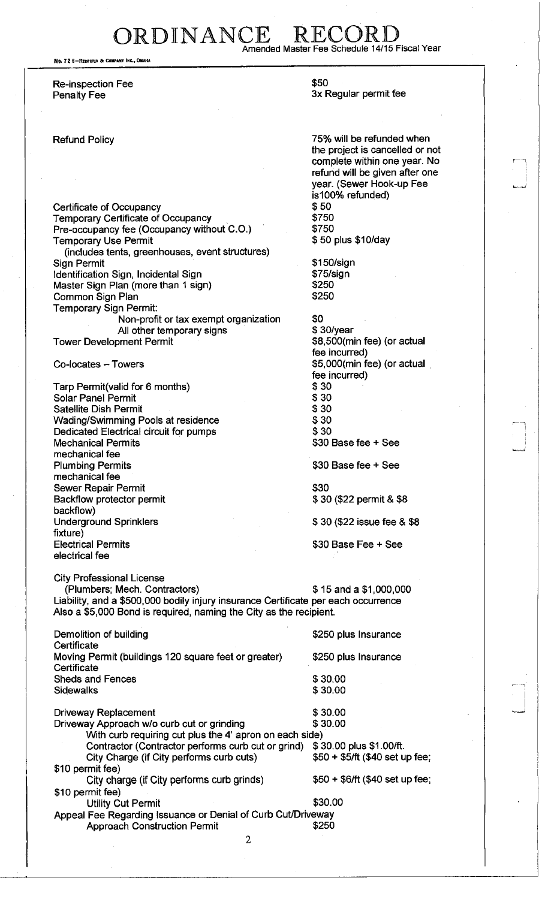# ORDINANCE RECORD

Amended Master Fee Schedule 14/15 Fiscal Year

| | |
|---|---|
| Re-inspection Fee | $50 |
| Penalty Fee | 3x Regular permit fee |
| Refund Policy | 75% will be refunded when the project is cancelled or not complete within one year. No refund will be given after one year. (Sewer Hook-up Fee is100% refunded) |
| Certificate of Occupancy | $ 50 |
| Temporary Certificate of Occupancy | $750 |
| Pre-occupancy fee (Occupancy without C.O.) | $750 |
| Temporary Use Permit (includes tents, greenhouses, event structures) | $ 50 plus $10/day |
| Sign Permit | $150/sign |
| Identification Sign, Incidental Sign | $75/sign |
| Master Sign Plan (more than 1 sign) | $250 |
| Common Sign Plan | $250 |
| Temporary Sign Permit: | |
| Non-profit or tax exempt organization | $0 |
| All other temporary signs | $ 30/year |
| Tower Development Permit | $8,500(min fee) (or actual fee incurred) |
| Co-locates – Towers | $5,000(min fee) (or actual fee incurred) |
| Tarp Permit(valid for 6 months) | $ 30 |
| Solar Panel Permit | $ 30 |
| Satellite Dish Permit | $ 30 |
| Wading/Swimming Pools at residence | $ 30 |
| Dedicated Electrical circuit for pumps | $ 30 |
| Mechanical Permits | $30 Base fee + See mechanical fee |
| Plumbing Permits | $30 Base fee + See mechanical fee |
| Sewer Repair Permit | $30 |
| Backflow protector permit | $ 30 ($22 permit & $8 backflow) |
| Underground Sprinklers | $ 30 ($22 issue fee & $8 fixture) |
| Electrical Permits | $30 Base Fee + See electrical fee |

City Professional License
(Plumbers; Mech. Contractors) $ 15 and a $1,000,000 Liability, and a $500,000 bodily injury insurance Certificate per each occurrence
Also a $5,000 Bond is required, naming the City as the recipient.

| | |
|---|---|
| Demolition of building | $250 plus Insurance Certificate |
| Moving Permit (buildings 120 square feet or greater) | $250 plus Insurance Certificate |
| Sheds and Fences | $ 30.00 |
| Sidewalks | $ 30.00 |
| Driveway Replacement | $ 30.00 |
| Driveway Approach w/o curb cut or grinding | $ 30.00 |
| With curb requiring cut plus the 4' apron on each side) | |
| Contractor (Contractor performs curb cut or grind) | $ 30.00 plus $1.00/ft. |
| City Charge (if City performs curb cuts) | $50 + $5/ft ($40 set up fee; $10 permit fee) |
| City charge (if City performs curb grinds) | $50 + $6/ft ($40 set up fee; $10 permit fee) |
| Utility Cut Permit | $30.00 |
| Appeal Fee Regarding Issuance or Denial of Curb Cut/Driveway Approach Construction Permit | $250 |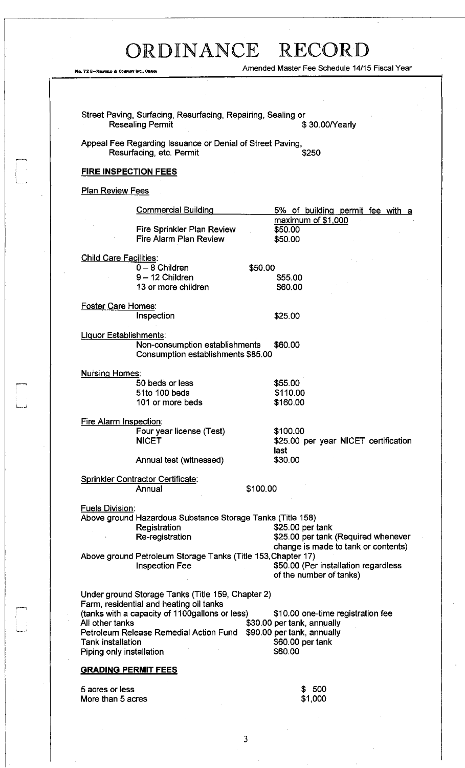Street Paving, Surfacing, Resurfacing, Repairing, Sealing or Resealing Permit $ 30.00/Yearly

Appeal Fee Regarding Issuance or Denial of Street Paving, Resurfacing, etc. Permit $250

**FIRE INSPECTION FEES**

Plan Review Fees

| | |
|---|---|
| Commercial Building | 5% of building permit fee with a maximum of $1,000 |
| Fire Sprinkler Plan Review | $50.00 |
| Fire Alarm Plan Review | $50.00 |

Child Care Facilities:

| | |
|---|---|
| 0 – 8 Children | $50.00 |
| 9 – 12 Children | $55.00 |
| 13 or more children | $60.00 |

Foster Care Homes:

| | |
|---|---|
| Inspection | $25.00 |

Liquor Establishments:

| | |
|---|---|
| Non-consumption establishments | $60.00 |
| Consumption establishments | $85.00 |

Nursing Homes:

| | |
|---|---|
| 50 beds or less | $55.00 |
| 51to 100 beds | $110.00 |
| 101 or more beds | $160.00 |

Fire Alarm Inspection:

| | |
|---|---|
| Four year license (Test) | $100.00 |
| NICET | $25.00 per year NICET certification last |
| Annual test (witnessed) | $30.00 |

Sprinkler Contractor Certificate:

| | |
|---|---|
| Annual | $100.00 |

Fuels Division:

Above ground Hazardous Substance Storage Tanks (Title 158)

| | |
|---|---|
| Registration | $25.00 per tank |
| Re-registration | $25.00 per tank (Required whenever change is made to tank or contents) |

Above ground Petroleum Storage Tanks (Title 153, Chapter 17)

| | |
|---|---|
| Inspection Fee | $50.00 (Per installation regardless of the number of tanks) |

Under ground Storage Tanks (Title 159, Chapter 2)

Farm, residential and heating oil tanks

| | |
|---|---|
| (tanks with a capacity of 1100gallons or less) | $10.00 one-time registration fee |
| All other tanks | $30.00 per tank, annually |
| Petroleum Release Remedial Action Fund | $90.00 per tank, annually |
| Tank installation | $60.00 per tank |
| Piping only installation | $60.00 |

**GRADING PERMIT FEES**

| | |
|---|---|
| 5 acres or less | $ 500 |
| More than 5 acres | $1,000 |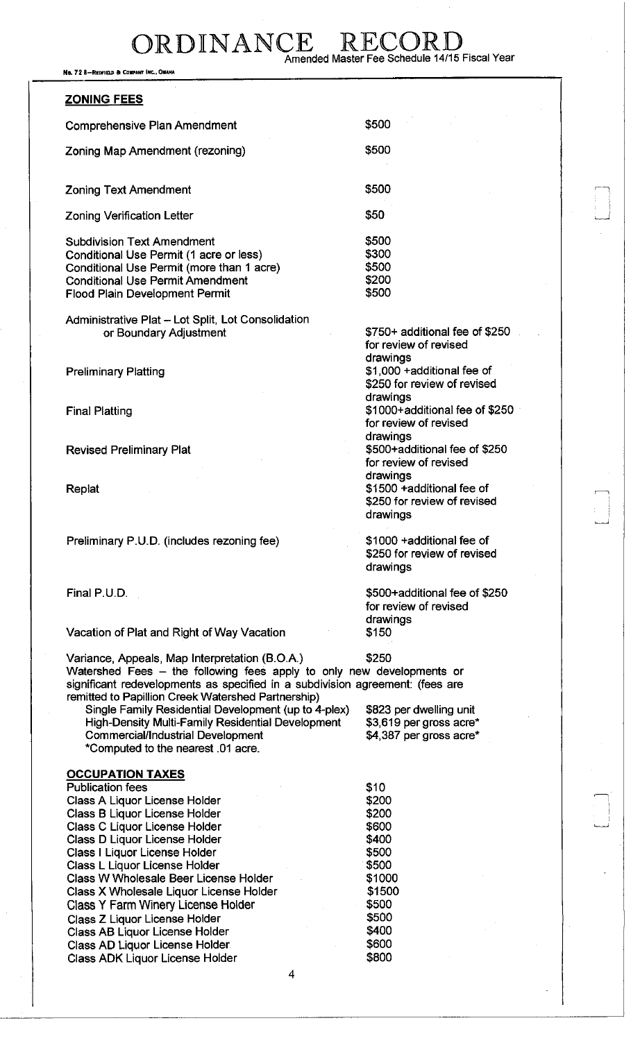## ZONING FEES

| | |
|---|---|
| Comprehensive Plan Amendment | $500 |
| Zoning Map Amendment (rezoning) | $500 |
| Zoning Text Amendment | $500 |
| Zoning Verification Letter | $50 |
| Subdivision Text Amendment | $500 |
| Conditional Use Permit (1 acre or less) | $300 |
| Conditional Use Permit (more than 1 acre) | $500 |
| Conditional Use Permit Amendment | $200 |
| Flood Plain Development Permit | $500 |
| Administrative Plat – Lot Split, Lot Consolidation or Boundary Adjustment | $750+ additional fee of $250 for review of revised drawings |
| Preliminary Platting | $1,000 +additional fee of $250 for review of revised drawings |
| Final Platting | $1000+additional fee of $250 for review of revised drawings |
| Revised Preliminary Plat | $500+additional fee of $250 for review of revised drawings |
| Replat | $1500 +additional fee of $250 for review of revised drawings |
| Preliminary P.U.D. (includes rezoning fee) | $1000 +additional fee of $250 for review of revised drawings |
| Final P.U.D. | $500+additional fee of $250 for review of revised drawings |
| Vacation of Plat and Right of Way Vacation | $150 |
| Variance, Appeals, Map Interpretation (B.O.A.) | $250 |

Watershed Fees – the following fees apply to only new developments or significant redevelopments as specified in a subdivision agreement: (fees are remitted to Papillion Creek Watershed Partnership)

| | |
|---|---|
| Single Family Residential Development (up to 4-plex) | $823 per dwelling unit |
| High-Density Multi-Family Residential Development | $3,619 per gross acre* |
| Commercial/Industrial Development | $4,387 per gross acre* |

*Computed to the nearest .01 acre.

## OCCUPATION TAXES

| | |
|---|---|
| Publication fees | $10 |
| Class A Liquor License Holder | $200 |
| Class B Liquor License Holder | $200 |
| Class C Liquor License Holder | $600 |
| Class D Liquor License Holder | $400 |
| Class I Liquor License Holder | $500 |
| Class L Liquor License Holder | $500 |
| Class W Wholesale Beer License Holder | $1000 |
| Class X Wholesale Liquor License Holder | $1500 |
| Class Y Farm Winery License Holder | $500 |
| Class Z Liquor License Holder | $500 |
| Class AB Liquor License Holder | $400 |
| Class AD Liquor License Holder | $600 |
| Class ADK Liquor License Holder | $800 |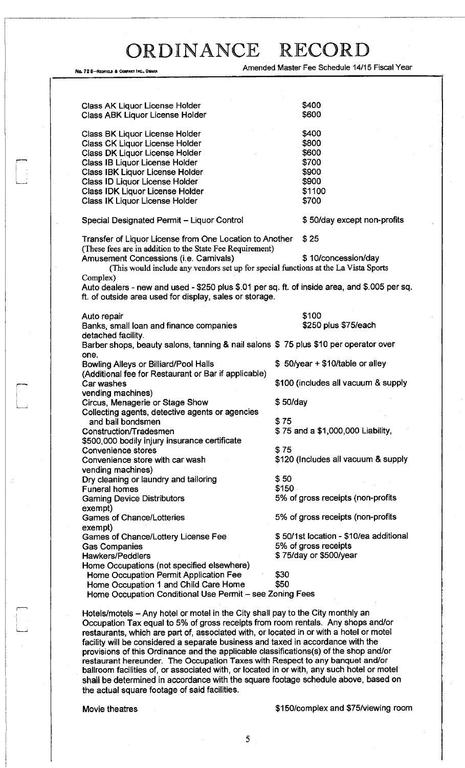| | |
|---|---|
| Class AK Liquor License Holder | $400 |
| Class ABK Liquor License Holder | $600 |
| Class BK Liquor License Holder | $400 |
| Class CK Liquor License Holder | $800 |
| Class DK Liquor License Holder | $600 |
| Class IB Liquor License Holder | $700 |
| Class IBK Liquor License Holder | $900 |
| Class ID Liquor License Holder | $900 |
| Class IDK Liquor License Holder | $1100 |
| Class IK Liquor License Holder | $700 |

Special Designated Permit – Liquor Control — $ 50/day except non-profits

Transfer of Liquor License from One Location to Another — $ 25
(These fees are in addition to the State Fee Requirement)

Amusement Concessions (i.e. Carnivals) — $ 10/concession/day
(This would include any vendors set up for special functions at the La Vista Sports Complex)

Auto dealers - new and used - $250 plus $.01 per sq. ft. of inside area, and $.005 per sq. ft. of outside area used for display, sales or storage.

Auto repair — $100

Banks, small loan and finance companies — $250 plus $75/each detached facility.

Barber shops, beauty salons, tanning & nail salons $ 75 plus $10 per operator over one.

Bowling Alleys or Billiard/Pool Halls — $ 50/year + $10/table or alley
(Additional fee for Restaurant or Bar if applicable)

Car washes — $100 (includes all vacuum & supply vending machines)

Circus, Menagerie or Stage Show — $ 50/day

Collecting agents, detective agents or agencies and bail bondsmen — $ 75

Construction/Tradesmen — $ 75 and a $1,000,000 Liability, $500,000 bodily injury insurance certificate

Convenience stores — $ 75

Convenience store with car wash — $120 (Includes all vacuum & supply vending machines)

Dry cleaning or laundry and tailoring — $ 50

Funeral homes — $150

Gaming Device Distributors — 5% of gross receipts (non-profits exempt)

Games of Chance/Lotteries — 5% of gross receipts (non-profits exempt)

Games of Chance/Lottery License Fee — $ 50/1st location - $10/ea additional

Gas Companies — 5% of gross receipts

Hawkers/Peddlers — $ 75/day or $500/year

Home Occupations (not specified elsewhere)
- Home Occupation Permit Application Fee — $30
- Home Occupation 1 and Child Care Home — $50
- Home Occupation Conditional Use Permit – see Zoning Fees

Hotels/motels – Any hotel or motel in the City shall pay to the City monthly an Occupation Tax equal to 5% of gross receipts from room rentals. Any shops and/or restaurants, which are part of, associated with, or located in or with a hotel or motel facility will be considered a separate business and taxed in accordance with the provisions of this Ordinance and the applicable classifications(s) of the shop and/or restaurant hereunder. The Occupation Taxes with Respect to any banquet and/or ballroom facilities of, or associated with, or located in or with, any such hotel or motel shall be determined in accordance with the square footage schedule above, based on the actual square footage of said facilities.

Movie theatres — $150/complex and $75/viewing room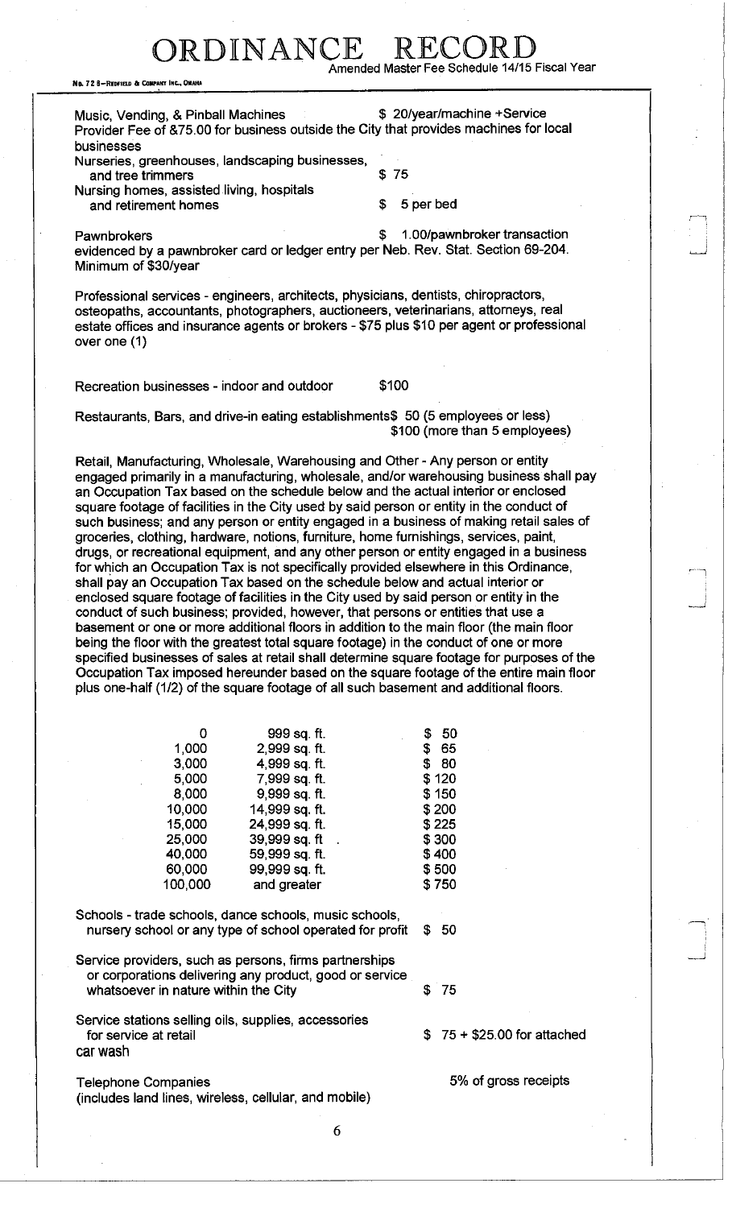# ORDINANCE RECORD

Amended Master Fee Schedule 14/15 Fiscal Year

Music, Vending, & Pinball Machines — $ 20/year/machine +Service Provider Fee of &75.00 for business outside the City that provides machines for local businesses

Nurseries, greenhouses, landscaping businesses, and tree trimmers — $ 75

Nursing homes, assisted living, hospitals and retirement homes — $ 5 per bed

Pawnbrokers — $ 1.00/pawnbroker transaction evidenced by a pawnbroker card or ledger entry per Neb. Rev. Stat. Section 69-204. Minimum of $30/year

Professional services - engineers, architects, physicians, dentists, chiropractors, osteopaths, accountants, photographers, auctioneers, veterinarians, attorneys, real estate offices and insurance agents or brokers - $75 plus $10 per agent or professional over one (1)

Recreation businesses - indoor and outdoor — $100

Restaurants, Bars, and drive-in eating establishments — $ 50 (5 employees or less); $100 (more than 5 employees)

Retail, Manufacturing, Wholesale, Warehousing and Other - Any person or entity engaged primarily in a manufacturing, wholesale, and/or warehousing business shall pay an Occupation Tax based on the schedule below and the actual interior or enclosed square footage of facilities in the City used by said person or entity in the conduct of such business; and any person or entity engaged in a business of making retail sales of groceries, clothing, hardware, notions, furniture, home furnishings, services, paint, drugs, or recreational equipment, and any other person or entity engaged in a business for which an Occupation Tax is not specifically provided elsewhere in this Ordinance, shall pay an Occupation Tax based on the schedule below and actual interior or enclosed square footage of facilities in the City used by said person or entity in the conduct of such business; provided, however, that persons or entities that use a basement or one or more additional floors in addition to the main floor (the main floor being the floor with the greatest total square footage) in the conduct of one or more specified businesses of sales at retail shall determine square footage for purposes of the Occupation Tax imposed hereunder based on the square footage of the entire main floor plus one-half (1/2) of the square footage of all such basement and additional floors.

| From | To | Tax |
|---|---|---|
| 0 | 999 sq. ft. | $ 50 |
| 1,000 | 2,999 sq. ft. | $ 65 |
| 3,000 | 4,999 sq. ft. | $ 80 |
| 5,000 | 7,999 sq. ft. | $ 120 |
| 8,000 | 9,999 sq. ft. | $ 150 |
| 10,000 | 14,999 sq. ft. | $ 200 |
| 15,000 | 24,999 sq. ft. | $ 225 |
| 25,000 | 39,999 sq. ft | $ 300 |
| 40,000 | 59,999 sq. ft. | $ 400 |
| 60,000 | 99,999 sq. ft. | $ 500 |
| 100,000 | and greater | $ 750 |

Schools - trade schools, dance schools, music schools, nursery school or any type of school operated for profit — $ 50

Service providers, such as persons, firms partnerships or corporations delivering any product, good or service whatsoever in nature within the City — $ 75

Service stations selling oils, supplies, accessories for service at retail — $ 75 + $25.00 for attached car wash

Telephone Companies (includes land lines, wireless, cellular, and mobile) — 5% of gross receipts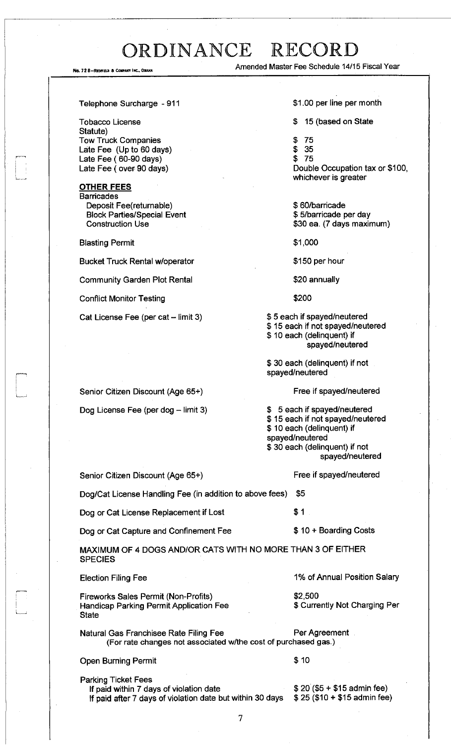| | |
|---|---|
| Telephone Surcharge - 911 | $1.00 per line per month |
| Tobacco License | $ 15 (based on State Statute) |
| Tow Truck Companies | $ 75 |
| Late Fee (Up to 60 days) | $ 35 |
| Late Fee ( 60-90 days) | $ 75 |
| Late Fee ( over 90 days) | Double Occupation tax or $100, whichever is greater |

**OTHER FEES**

| | |
|---|---|
| Barricades | |
| Deposit Fee(returnable) | $ 60/barricade |
| Block Parties/Special Event | $ 5/barricade per day |
| Construction Use | $30 ea. (7 days maximum) |
| Blasting Permit | $1,000 |
| Bucket Truck Rental w/operator | $150 per hour |
| Community Garden Plot Rental | $20 annually |
| Conflict Monitor Testing | $200 |
| Cat License Fee (per cat – limit 3) | $ 5 each if spayed/neutered<br>$ 15 each if not spayed/neutered<br>$ 10 each (delinquent) if spayed/neutered<br>$ 30 each (delinquent) if not spayed/neutered |
| Senior Citizen Discount (Age 65+) | Free if spayed/neutered |
| Dog License Fee (per dog – limit 3) | $ 5 each if spayed/neutered<br>$ 15 each if not spayed/neutered<br>$ 10 each (delinquent) if spayed/neutered<br>$ 30 each (delinquent) if not spayed/neutered |
| Senior Citizen Discount (Age 65+) | Free if spayed/neutered |
| Dog/Cat License Handling Fee (in addition to above fees) | $5 |
| Dog or Cat License Replacement if Lost | $ 1 |
| Dog or Cat Capture and Confinement Fee | $ 10 + Boarding Costs |

MAXIMUM OF 4 DOGS AND/OR CATS WITH NO MORE THAN 3 OF EITHER SPECIES

| | |
|---|---|
| Election Filing Fee | 1% of Annual Position Salary |
| Fireworks Sales Permit (Non-Profits) | $2,500 |
| Handicap Parking Permit Application Fee | $ Currently Not Charging Per State |
| Natural Gas Franchisee Rate Filing Fee<br>(For rate changes not associated w/the cost of purchased gas.) | Per Agreement |
| Open Burning Permit | $ 10 |
| Parking Ticket Fees | |
| If paid within 7 days of violation date | $ 20 ($5 + $15 admin fee) |
| If paid after 7 days of violation date but within 30 days | $ 25 ($10 + $15 admin fee) |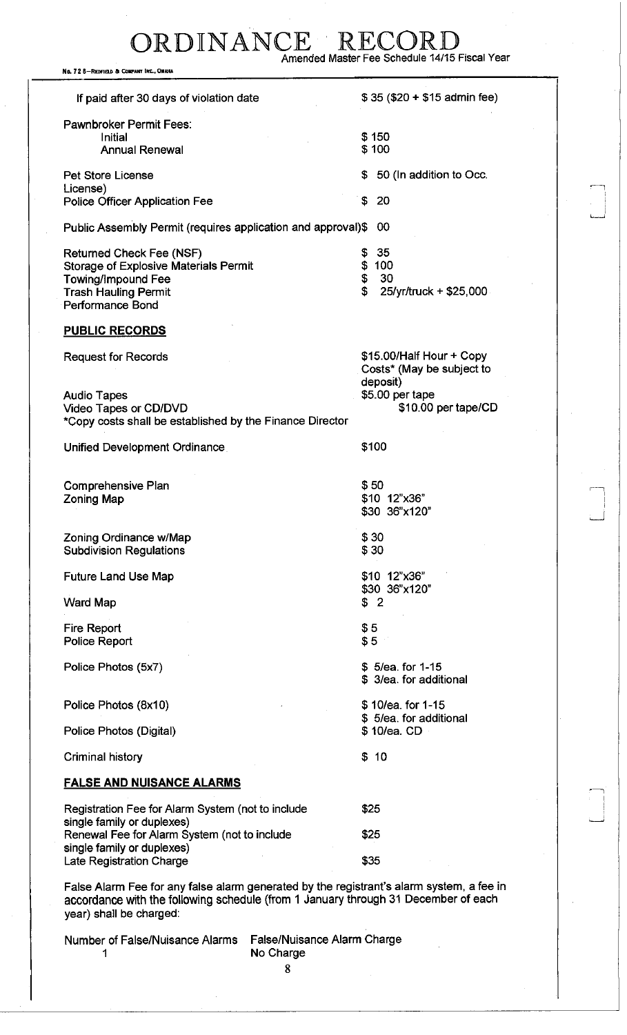| | |
|---|---|
| If paid after 30 days of violation date | $ 35 ($20 + $15 admin fee) |
| Pawnbroker Permit Fees: | |
| Initial | $ 150 |
| Annual Renewal | $ 100 |
| Pet Store License | $ 50 (In addition to Occ. License) |
| Police Officer Application Fee | $ 20 |
| Public Assembly Permit (requires application and approval) | $ 00 |
| Returned Check Fee (NSF) | $ 35 |
| Storage of Explosive Materials Permit | $ 100 |
| Towing/Impound Fee | $ 30 |
| Trash Hauling Permit Performance Bond | $ 25/yr/truck + $25,000 |

## PUBLIC RECORDS

| | |
|---|---|
| Request for Records | $15.00/Half Hour + Copy Costs* (May be subject to deposit) |
| Audio Tapes | $5.00 per tape |
| Video Tapes or CD/DVD | $10.00 per tape/CD |

*Copy costs shall be established by the Finance Director

| | |
|---|---|
| Unified Development Ordinance | $100 |
| Comprehensive Plan | $ 50 |
| Zoning Map | $10 12"x36"<br>$30 36"x120" |
| Zoning Ordinance w/Map | $ 30 |
| Subdivision Regulations | $ 30 |
| Future Land Use Map | $10 12"x36"<br>$30 36"x120" |
| Ward Map | $ 2 |
| Fire Report | $ 5 |
| Police Report | $ 5 |
| Police Photos (5x7) | $ 5/ea. for 1-15<br>$ 3/ea. for additional |
| Police Photos (8x10) | $ 10/ea. for 1-15<br>$ 5/ea. for additional |
| Police Photos (Digital) | $ 10/ea. CD |
| Criminal history | $ 10 |

## FALSE AND NUISANCE ALARMS

| | |
|---|---|
| Registration Fee for Alarm System (not to include single family or duplexes) | $25 |
| Renewal Fee for Alarm System (not to include single family or duplexes) | $25 |
| Late Registration Charge | $35 |

False Alarm Fee for any false alarm generated by the registrant's alarm system, a fee in accordance with the following schedule (from 1 January through 31 December of each year) shall be charged:

| Number of False/Nuisance Alarms | False/Nuisance Alarm Charge |
|---|---|
| 1 | No Charge |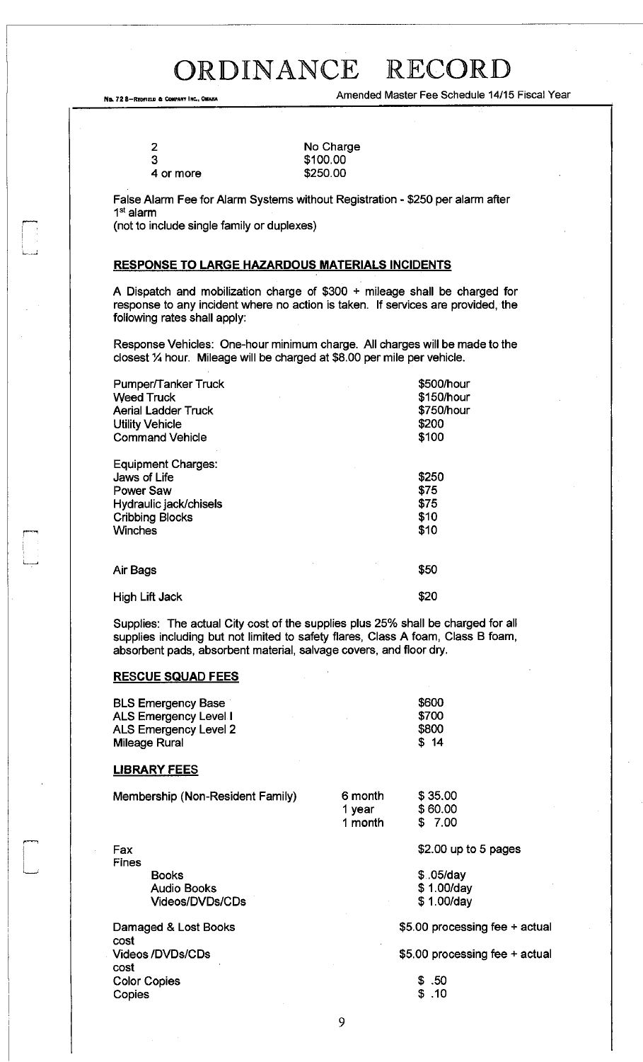| | |
|---|---|
| 2 | No Charge |
| 3 | $100.00 |
| 4 or more | $250.00 |

False Alarm Fee for Alarm Systems without Registration - $250 per alarm after 1st alarm
(not to include single family or duplexes)

**RESPONSE TO LARGE HAZARDOUS MATERIALS INCIDENTS**

A Dispatch and mobilization charge of $300 + mileage shall be charged for response to any incident where no action is taken. If services are provided, the following rates shall apply:

Response Vehicles: One-hour minimum charge. All charges will be made to the closest ¼ hour. Mileage will be charged at $8.00 per mile per vehicle.

| | |
|---|---|
| Pumper/Tanker Truck | $500/hour |
| Weed Truck | $150/hour |
| Aerial Ladder Truck | $750/hour |
| Utility Vehicle | $200 |
| Command Vehicle | $100 |

| | |
|---|---|
| Equipment Charges: | |
| Jaws of Life | $250 |
| Power Saw | $75 |
| Hydraulic jack/chisels | $75 |
| Cribbing Blocks | $10 |
| Winches | $10 |
| Air Bags | $50 |
| High Lift Jack | $20 |

Supplies: The actual City cost of the supplies plus 25% shall be charged for all supplies including but not limited to safety flares, Class A foam, Class B foam, absorbent pads, absorbent material, salvage covers, and floor dry.

**RESCUE SQUAD FEES**

| | |
|---|---|
| BLS Emergency Base | $600 |
| ALS Emergency Level I | $700 |
| ALS Emergency Level 2 | $800 |
| Mileage Rural | $ 14 |

**LIBRARY FEES**

| | | |
|---|---|---|
| Membership (Non-Resident Family) | 6 month | $ 35.00 |
| | 1 year | $ 60.00 |
| | 1 month | $ 7.00 |
| Fax | | $2.00 up to 5 pages |
| Fines | | |
| Books | | $ .05/day |
| Audio Books | | $ 1.00/day |
| Videos/DVDs/CDs | | $ 1.00/day |
| Damaged & Lost Books | | $5.00 processing fee + actual cost |
| Videos /DVDs/CDs | | $5.00 processing fee + actual cost |
| Color Copies | | $ .50 |
| Copies | | $ .10 |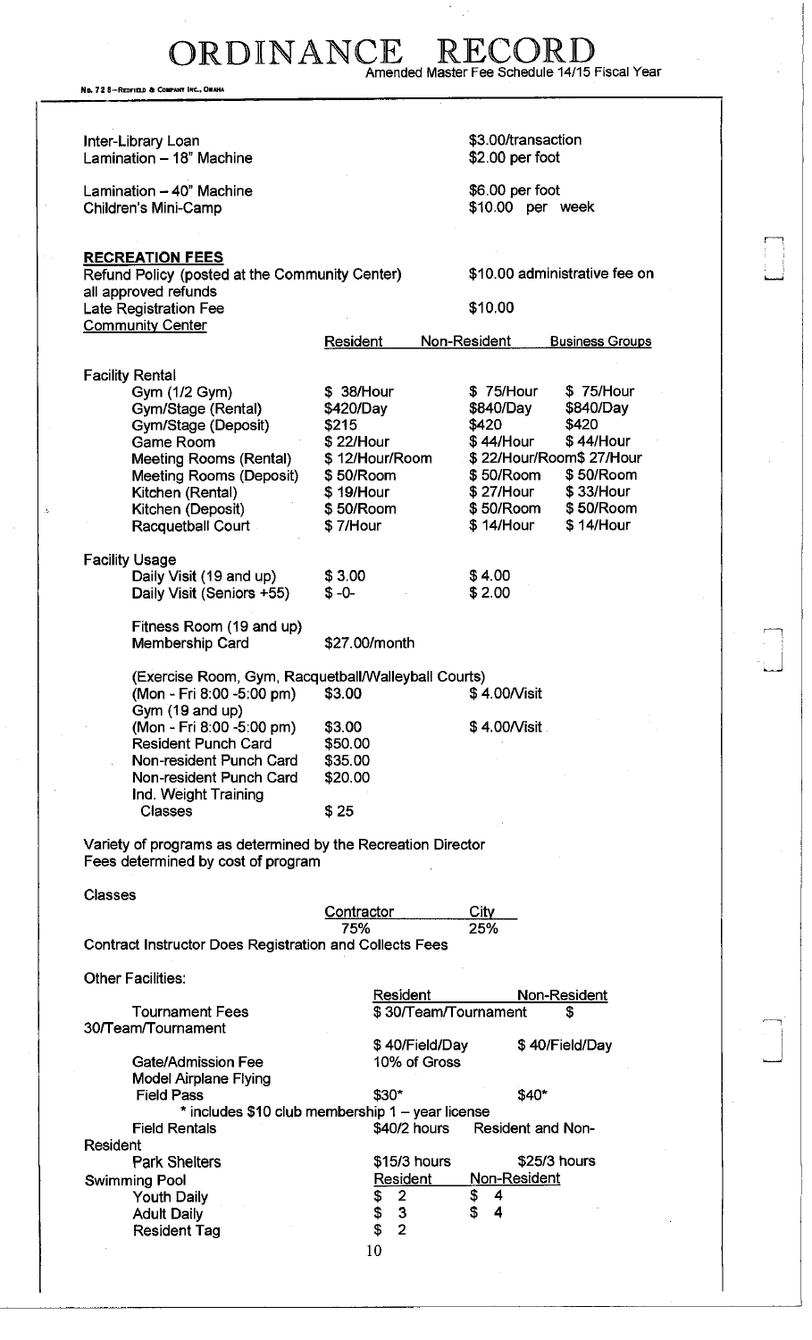# ORDINANCE RECORD

Amended Master Fee Schedule 14/15 Fiscal Year

No. 72 8—REDFIELD & COMPANY INC., OMAHA

| | |
|---|---|
| Inter-Library Loan | $3.00/transaction |
| Lamination – 18" Machine | $2.00 per foot |
| Lamination – 40" Machine | $6.00 per foot |
| Children's Mini-Camp | $10.00 per week |

**RECREATION FEES**

Refund Policy (posted at the Community Center) all approved refunds — $10.00 administrative fee on

Late Registration Fee — $10.00

Community Center

| | Resident | Non-Resident | Business Groups |
|---|---|---|---|
| **Facility Rental** | | | |
| Gym (1/2 Gym) | $ 38/Hour | $ 75/Hour | $ 75/Hour |
| Gym/Stage (Rental) | $420/Day | $840/Day | $840/Day |
| Gym/Stage (Deposit) | $215 | $420 | $420 |
| Game Room | $ 22/Hour | $ 44/Hour | $ 44/Hour |
| Meeting Rooms (Rental) | $ 12/Hour/Room | $ 22/Hour/Room | $ 27/Hour |
| Meeting Rooms (Deposit) | $ 50/Room | $ 50/Room | $ 50/Room |
| Kitchen (Rental) | $ 19/Hour | $ 27/Hour | $ 33/Hour |
| Kitchen (Deposit) | $ 50/Room | $ 50/Room | $ 50/Room |
| Racquetball Court | $ 7/Hour | $ 14/Hour | $ 14/Hour |
| **Facility Usage** | | | |
| Daily Visit (19 and up) | $ 3.00 | $ 4.00 | |
| Daily Visit (Seniors +55) | $ -0- | $ 2.00 | |
| Fitness Room (19 and up) Membership Card | $27.00/month | | |
| (Exercise Room, Gym, Racquetball/Walleyball Courts) | | | |
| (Mon - Fri 8:00 -5:00 pm) | $3.00 | $ 4.00/Visit | |
| Gym (19 and up) (Mon - Fri 8:00 -5:00 pm) | $3.00 | $ 4.00/Visit | |
| Resident Punch Card | $50.00 | | |
| Non-resident Punch Card | $35.00 | | |
| Non-resident Punch Card | $20.00 | | |
| Ind. Weight Training Classes | $ 25 | | |

Variety of programs as determined by the Recreation Director
Fees determined by cost of program

Classes

| Contractor | City |
|---|---|
| 75% | 25% |

Contract Instructor Does Registration and Collects Fees

Other Facilities:

| | Resident | Non-Resident |
|---|---|---|
| Tournament Fees | $ 30/Team/Tournament | $ 30/Team/Tournament |
| | $ 40/Field/Day | $ 40/Field/Day |
| Gate/Admission Fee | 10% of Gross | |
| Model Airplane Flying Field Pass | $30* | $40* |

\* includes $10 club membership 1 – year license

| | Resident | Non-Resident |
|---|---|---|
| Field Rentals | $40/2 hours | Resident and Non-Resident |
| Park Shelters | $15/3 hours | $25/3 hours |

| Swimming Pool | Resident | Non-Resident |
|---|---|---|
| Youth Daily | $ 2 | $ 4 |
| Adult Daily | $ 3 | $ 4 |
| Resident Tag | $ 2 | |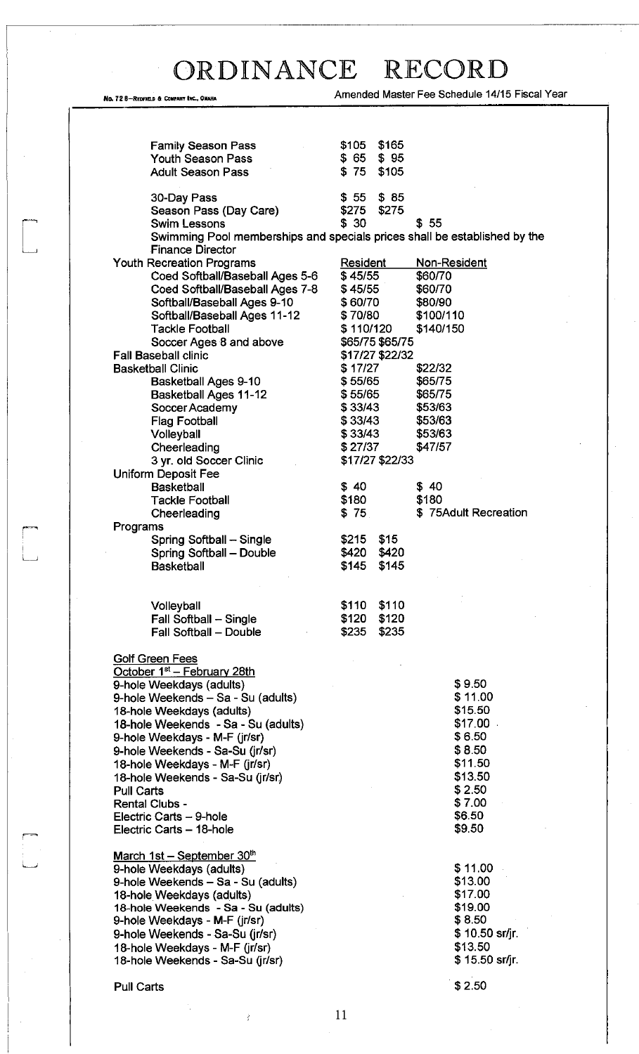# ORDINANCE RECORD

Amended Master Fee Schedule 14/15 Fiscal Year

| | | | |
|---|---|---|---|
| Family Season Pass | $105 | $165 | |
| Youth Season Pass | $ 65 | $ 95 | |
| Adult Season Pass | $ 75 | $105 | |
| 30-Day Pass | $ 55 | $ 85 | |
| Season Pass (Day Care) | $275 | $275 | |
| Swim Lessons | $ 30 | | $ 55 |

Swimming Pool memberships and specials prices shall be established by the Finance Director

| Youth Recreation Programs | Resident | Non-Resident |
|---|---|---|
| Coed Softball/Baseball Ages 5-6 | $ 45/55 | $60/70 |
| Coed Softball/Baseball Ages 7-8 | $ 45/55 | $60/70 |
| Softball/Baseball Ages 9-10 | $ 60/70 | $80/90 |
| Softball/Baseball Ages 11-12 | $ 70/80 | $100/110 |
| Tackle Football | $ 110/120 | $140/150 |
| Soccer Ages 8 and above | $65/75 $65/75 | |
| Fall Baseball clinic | $17/27 $22/32 | |
| Basketball Clinic | $ 17/27 | $22/32 |
| Basketball Ages 9-10 | $ 55/65 | $65/75 |
| Basketball Ages 11-12 | $ 55/65 | $65/75 |
| Soccer Academy | $ 33/43 | $53/63 |
| Flag Football | $ 33/43 | $53/63 |
| Volleyball | $ 33/43 | $53/63 |
| Cheerleading | $ 27/37 | $47/57 |
| 3 yr. old Soccer Clinic | $17/27 $22/33 | |
| Uniform Deposit Fee | | |
| Basketball | $ 40 | $ 40 |
| Tackle Football | $180 | $180 |
| Cheerleading | $ 75 | $ 75Adult Recreation |

| Programs | | |
|---|---|---|
| Spring Softball – Single | $215 | $15 |
| Spring Softball – Double | $420 | $420 |
| Basketball | $145 | $145 |
| Volleyball | $110 | $110 |
| Fall Softball – Single | $120 | $120 |
| Fall Softball – Double | $235 | $235 |

**Golf Green Fees**

October 1[st] – February 28th

| | |
|---|---|
| 9-hole Weekdays (adults) | $ 9.50 |
| 9-hole Weekends – Sa - Su (adults) | $ 11.00 |
| 18-hole Weekdays (adults) | $15.50 |
| 18-hole Weekends - Sa - Su (adults) | $17.00 |
| 9-hole Weekdays - M-F (jr/sr) | $ 6.50 |
| 9-hole Weekends - Sa-Su (jr/sr) | $ 8.50 |
| 18-hole Weekdays - M-F (jr/sr) | $11.50 |
| 18-hole Weekends - Sa-Su (jr/sr) | $13.50 |
| Pull Carts | $ 2.50 |
| Rental Clubs - | $ 7.00 |
| Electric Carts – 9-hole | $6.50 |
| Electric Carts – 18-hole | $9.50 |

March 1st – September 30[th]

| | |
|---|---|
| 9-hole Weekdays (adults) | $ 11.00 |
| 9-hole Weekends – Sa - Su (adults) | $13.00 |
| 18-hole Weekdays (adults) | $17.00 |
| 18-hole Weekends - Sa - Su (adults) | $19.00 |
| 9-hole Weekdays - M-F (jr/sr) | $ 8.50 |
| 9-hole Weekends - Sa-Su (jr/sr) | $ 10.50 sr/jr. |
| 18-hole Weekdays - M-F (jr/sr) | $13.50 |
| 18-hole Weekends - Sa-Su (jr/sr) | $ 15.50 sr/jr. |
| Pull Carts | $ 2.50 |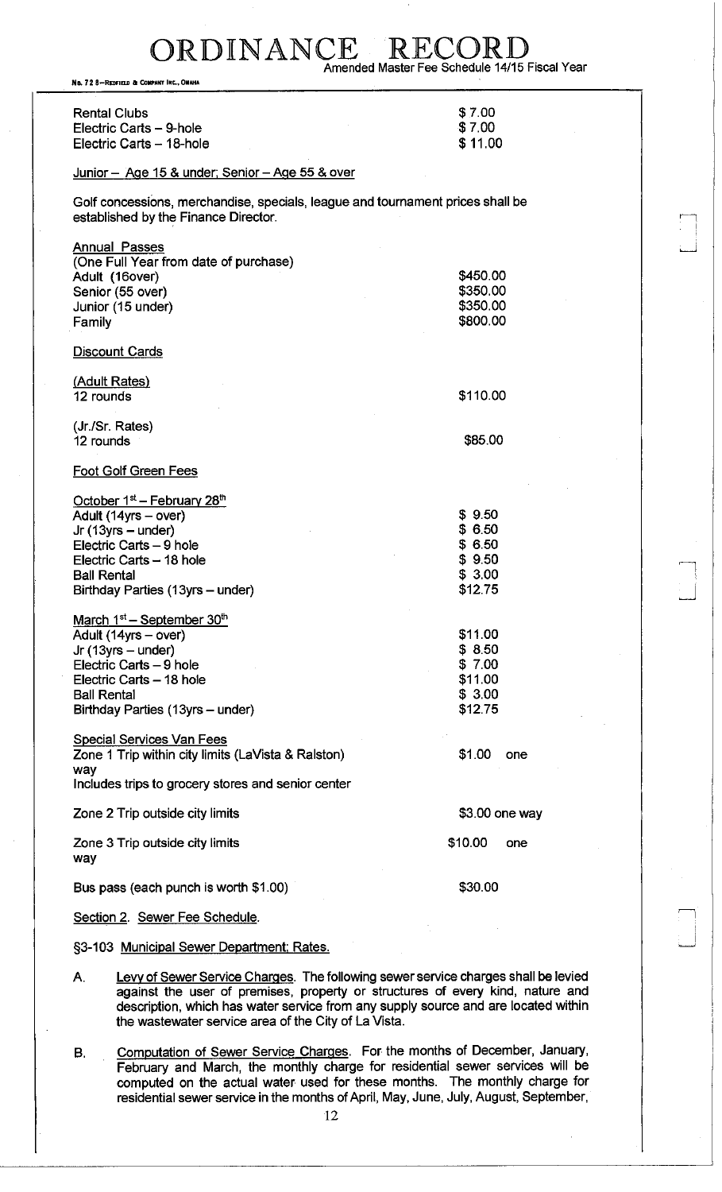| | |
|---|---|
| Rental Clubs | $ 7.00 |
| Electric Carts – 9-hole | $ 7.00 |
| Electric Carts – 18-hole | $ 11.00 |

Junior – Age 15 & under; Senior – Age 55 & over

Golf concessions, merchandise, specials, league and tournament prices shall be established by the Finance Director.

Annual Passes
(One Full Year from date of purchase)

| | |
|---|---|
| Adult (16over) | $450.00 |
| Senior (55 over) | $350.00 |
| Junior (15 under) | $350.00 |
| Family | $800.00 |

Discount Cards

(Adult Rates)

| | |
|---|---|
| 12 rounds | $110.00 |

(Jr./Sr. Rates)

| | |
|---|---|
| 12 rounds | $85.00 |

Foot Golf Green Fees

October 1st – February 28th

| | |
|---|---|
| Adult (14yrs – over) | $ 9.50 |
| Jr (13yrs – under) | $ 6.50 |
| Electric Carts – 9 hole | $ 6.50 |
| Electric Carts – 18 hole | $ 9.50 |
| Ball Rental | $ 3.00 |
| Birthday Parties (13yrs – under) | $12.75 |

March 1st – September 30th

| | |
|---|---|
| Adult (14yrs – over) | $11.00 |
| Jr (13yrs – under) | $ 8.50 |
| Electric Carts – 9 hole | $ 7.00 |
| Electric Carts – 18 hole | $11.00 |
| Ball Rental | $ 3.00 |
| Birthday Parties (13yrs – under) | $12.75 |

Special Services Van Fees

| | |
|---|---|
| Zone 1 Trip within city limits (LaVista & Ralston) Includes trips to grocery stores and senior center | $1.00 one way |
| Zone 2 Trip outside city limits | $3.00 one way |
| Zone 3 Trip outside city limits | $10.00 one way |
| Bus pass (each punch is worth $1.00) | $30.00 |

Section 2. Sewer Fee Schedule.

§3-103 Municipal Sewer Department; Rates.

A. Levy of Sewer Service Charges. The following sewer service charges shall be levied against the user of premises, property or structures of every kind, nature and description, which has water service from any supply source and are located within the wastewater service area of the City of La Vista.

B. Computation of Sewer Service Charges. For the months of December, January, February and March, the monthly charge for residential sewer services will be computed on the actual water used for these months. The monthly charge for residential sewer service in the months of April, May, June, July, August, September,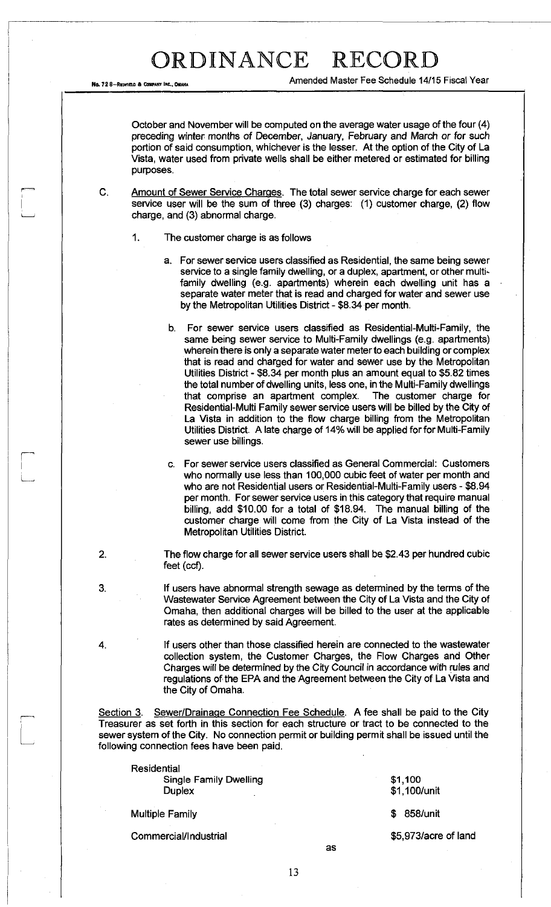October and November will be computed on the average water usage of the four (4) preceding winter months of December, January, February and March or for such portion of said consumption, whichever is the lesser. At the option of the City of La Vista, water used from private wells shall be either metered or estimated for billing purposes.

C. Amount of Sewer Service Charges. The total sewer service charge for each sewer service user will be the sum of three (3) charges: (1) customer charge, (2) flow charge, and (3) abnormal charge.

1. The customer charge is as follows

   a. For sewer service users classified as Residential, the same being sewer service to a single family dwelling, or a duplex, apartment, or other multi-family dwelling (e.g. apartments) wherein each dwelling unit has a separate water meter that is read and charged for water and sewer use by the Metropolitan Utilities District - $8.34 per month.

   b. For sewer service users classified as Residential-Multi-Family, the same being sewer service to Multi-Family dwellings (e.g. apartments) wherein there is only a separate water meter to each building or complex that is read and charged for water and sewer use by the Metropolitan Utilities District - $8.34 per month plus an amount equal to $5.82 times the total number of dwelling units, less one, in the Multi-Family dwellings that comprise an apartment complex. The customer charge for Residential-Multi Family sewer service users will be billed by the City of La Vista in addition to the flow charge billing from the Metropolitan Utilities District. A late charge of 14% will be applied for for Multi-Family sewer use billings.

   c. For sewer service users classified as General Commercial: Customers who normally use less than 100,000 cubic feet of water per month and who are not Residential users or Residential-Multi-Family users - $8.94 per month. For sewer service users in this category that require manual billing, add $10.00 for a total of $18.94. The manual billing of the customer charge will come from the City of La Vista instead of the Metropolitan Utilities District.

2. The flow charge for all sewer service users shall be $2.43 per hundred cubic feet (ccf).

3. If users have abnormal strength sewage as determined by the terms of the Wastewater Service Agreement between the City of La Vista and the City of Omaha, then additional charges will be billed to the user at the applicable rates as determined by said Agreement.

4. If users other than those classified herein are connected to the wastewater collection system, the Customer Charges, the Flow Charges and Other Charges will be determined by the City Council in accordance with rules and regulations of the EPA and the Agreement between the City of La Vista and the City of Omaha.

Section 3. Sewer/Drainage Connection Fee Schedule. A fee shall be paid to the City Treasurer as set forth in this section for each structure or tract to be connected to the sewer system of the City. No connection permit or building permit shall be issued until the following connection fees have been paid.

| | |
|---|---|
| Residential | |
| Single Family Dwelling | $1,100 |
| Duplex | $1,100/unit |
| Multiple Family | $ 858/unit |
| Commercial/Industrial | $5,973/acre of land |

as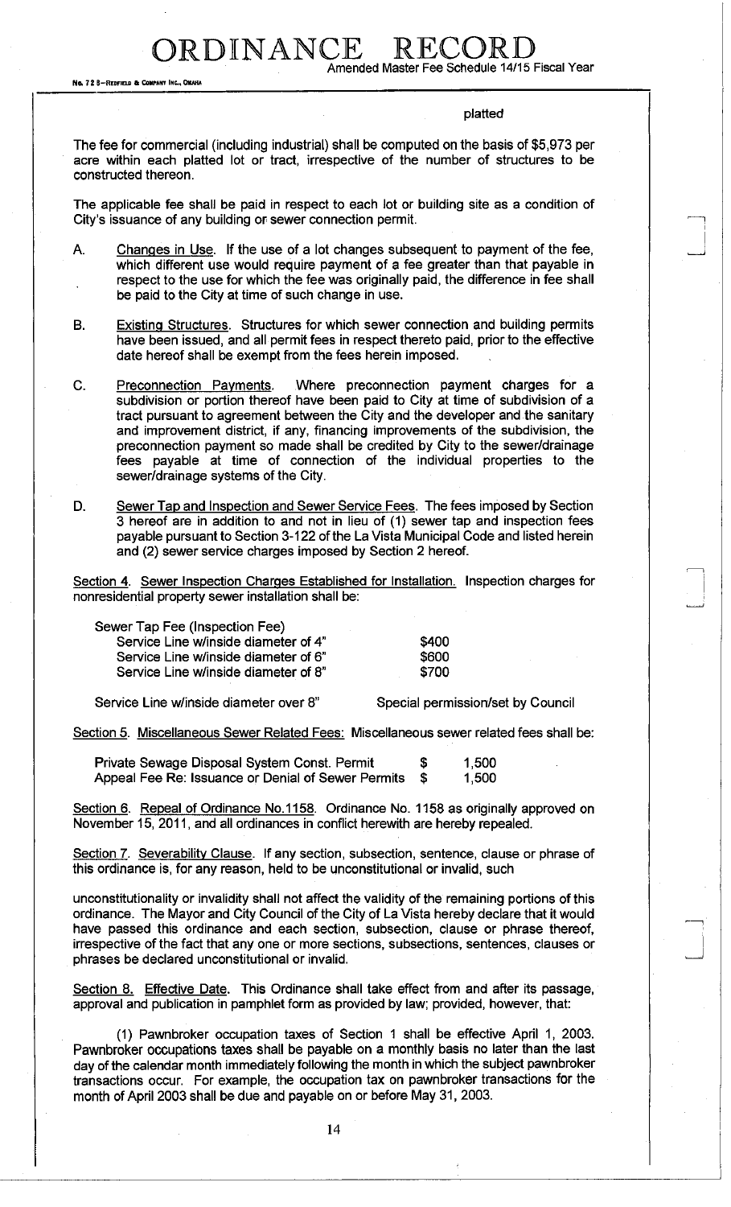platted

The fee for commercial (including industrial) shall be computed on the basis of $5,973 per acre within each platted lot or tract, irrespective of the number of structures to be constructed thereon.

The applicable fee shall be paid in respect to each lot or building site as a condition of City's issuance of any building or sewer connection permit.

A. Changes in Use. If the use of a lot changes subsequent to payment of the fee, which different use would require payment of a fee greater than that payable in respect to the use for which the fee was originally paid, the difference in fee shall be paid to the City at time of such change in use.

B. Existing Structures. Structures for which sewer connection and building permits have been issued, and all permit fees in respect thereto paid, prior to the effective date hereof shall be exempt from the fees herein imposed.

C. Preconnection Payments. Where preconnection payment charges for a subdivision or portion thereof have been paid to City at time of subdivision of a tract pursuant to agreement between the City and the developer and the sanitary and improvement district, if any, financing improvements of the subdivision, the preconnection payment so made shall be credited by City to the sewer/drainage fees payable at time of connection of the individual properties to the sewer/drainage systems of the City.

D. Sewer Tap and Inspection and Sewer Service Fees. The fees imposed by Section 3 hereof are in addition to and not in lieu of (1) sewer tap and inspection fees payable pursuant to Section 3-122 of the La Vista Municipal Code and listed herein and (2) sewer service charges imposed by Section 2 hereof.

Section 4. Sewer Inspection Charges Established for Installation. Inspection charges for nonresidential property sewer installation shall be:

| | |
|---|---|
| Sewer Tap Fee (Inspection Fee) | |
| Service Line w/inside diameter of 4" | $400 |
| Service Line w/inside diameter of 6" | $600 |
| Service Line w/inside diameter of 8" | $700 |
| Service Line w/inside diameter over 8" | Special permission/set by Council |

Section 5. Miscellaneous Sewer Related Fees: Miscellaneous sewer related fees shall be:

| | |
|---|---|
| Private Sewage Disposal System Const. Permit | $ 1,500 |
| Appeal Fee Re: Issuance or Denial of Sewer Permits | $ 1,500 |

Section 6. Repeal of Ordinance No.1158. Ordinance No. 1158 as originally approved on November 15, 2011, and all ordinances in conflict herewith are hereby repealed.

Section 7. Severability Clause. If any section, subsection, sentence, clause or phrase of this ordinance is, for any reason, held to be unconstitutional or invalid, such

unconstitutionality or invalidity shall not affect the validity of the remaining portions of this ordinance. The Mayor and City Council of the City of La Vista hereby declare that it would have passed this ordinance and each section, subsection, clause or phrase thereof, irrespective of the fact that any one or more sections, subsections, sentences, clauses or phrases be declared unconstitutional or invalid.

Section 8. Effective Date. This Ordinance shall take effect from and after its passage, approval and publication in pamphlet form as provided by law; provided, however, that:

(1) Pawnbroker occupation taxes of Section 1 shall be effective April 1, 2003. Pawnbroker occupations taxes shall be payable on a monthly basis no later than the last day of the calendar month immediately following the month in which the subject pawnbroker transactions occur. For example, the occupation tax on pawnbroker transactions for the month of April 2003 shall be due and payable on or before May 31, 2003.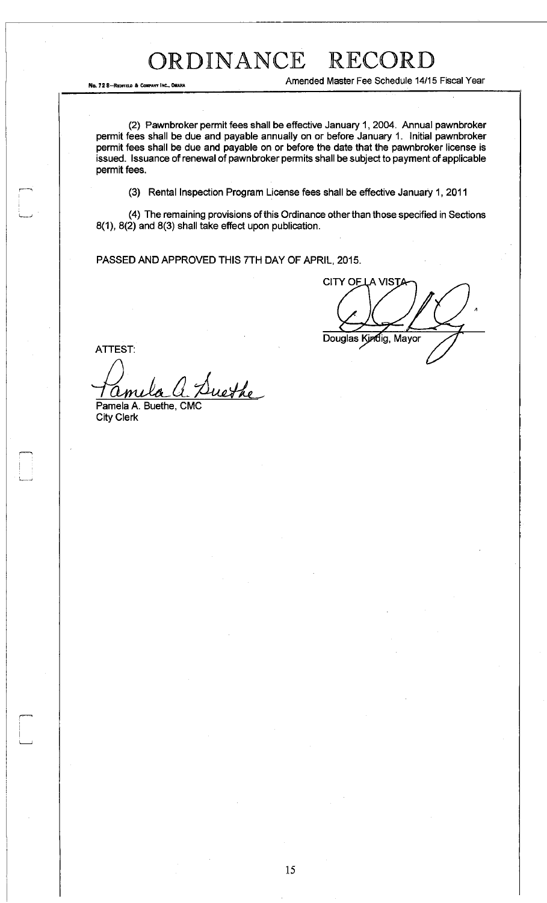(2) Pawnbroker permit fees shall be effective January 1, 2004. Annual pawnbroker permit fees shall be due and payable annually on or before January 1. Initial pawnbroker permit fees shall be due and payable on or before the date that the pawnbroker license is issued. Issuance of renewal of pawnbroker permits shall be subject to payment of applicable permit fees.

(3) Rental Inspection Program License fees shall be effective January 1, 2011

(4) The remaining provisions of this Ordinance other than those specified in Sections 8(1), 8(2) and 8(3) shall take effect upon publication.

PASSED AND APPROVED THIS 7TH DAY OF APRIL, 2015.

CITY OF LA VISTA

Douglas Kindig, Mayor

ATTEST:

Pamela A. Buethe, CMC
City Clerk